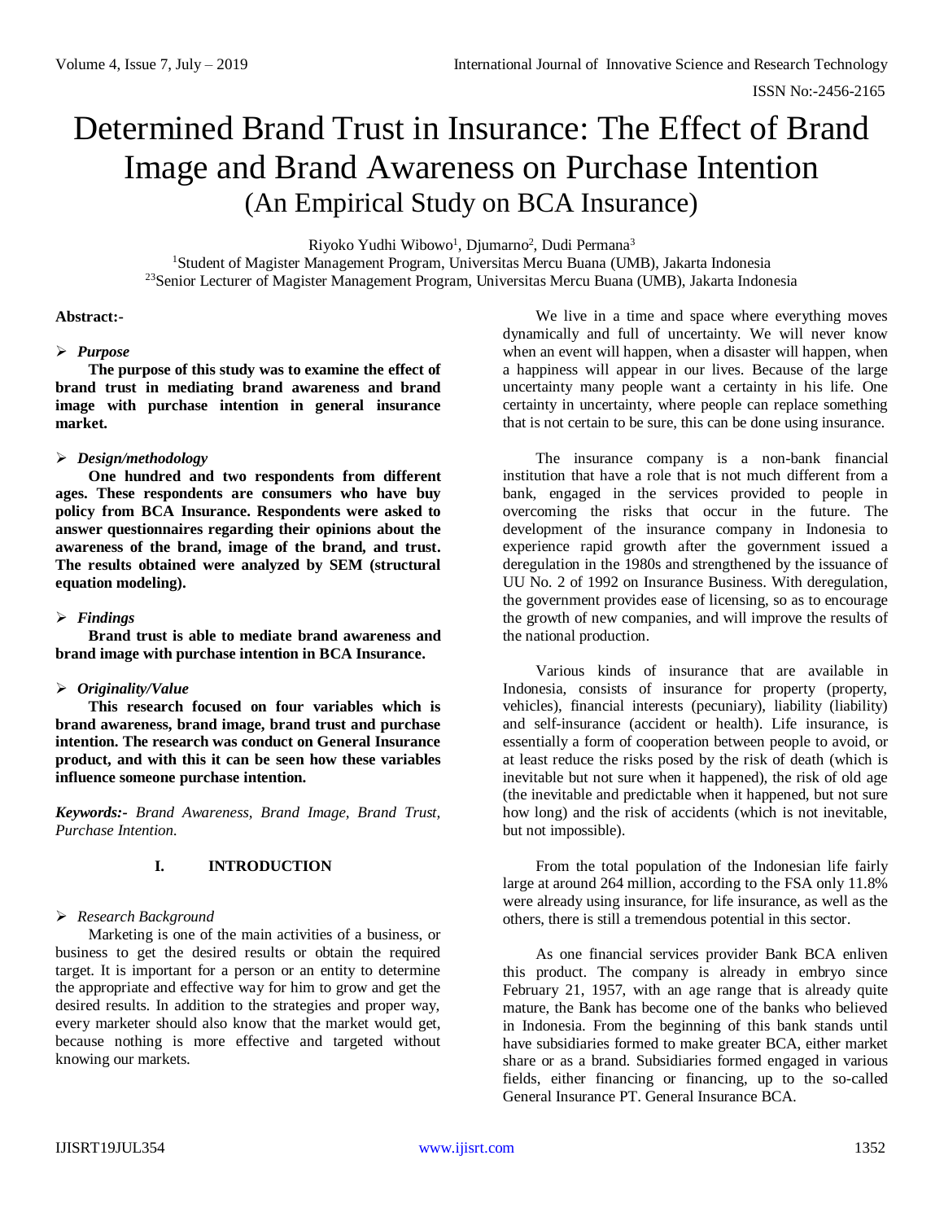# Determined Brand Trust in Insurance: The Effect of Brand Image and Brand Awareness on Purchase Intention
## (An Empirical Study on BCA Insurance)

Riyoko Yudhi Wibowo[1], Djumarno[2], Dudi Permana[3]

[1]Student of Magister Management Program, Universitas Mercu Buana (UMB), Jakarta Indonesia

[23]Senior Lecturer of Magister Management Program, Universitas Mercu Buana (UMB), Jakarta Indonesia

**Abstract:-**

- ***Purpose***

**The purpose of this study was to examine the effect of brand trust in mediating brand awareness and brand image with purchase intention in general insurance market.**

- ***Design/methodology***

**One hundred and two respondents from different ages. These respondents are consumers who have buy policy from BCA Insurance. Respondents were asked to answer questionnaires regarding their opinions about the awareness of the brand, image of the brand, and trust. The results obtained were analyzed by SEM (structural equation modeling).**

- ***Findings***

**Brand trust is able to mediate brand awareness and brand image with purchase intention in BCA Insurance.**

- ***Originality/Value***

**This research focused on four variables which is brand awareness, brand image, brand trust and purchase intention. The research was conduct on General Insurance product, and with this it can be seen how these variables influence someone purchase intention.**

***Keywords:-*** *Brand Awareness, Brand Image, Brand Trust, Purchase Intention.*

## I. INTRODUCTION

- *Research Background*

Marketing is one of the main activities of a business, or business to get the desired results or obtain the required target. It is important for a person or an entity to determine the appropriate and effective way for him to grow and get the desired results. In addition to the strategies and proper way, every marketer should also know that the market would get, because nothing is more effective and targeted without knowing our markets.

We live in a time and space where everything moves dynamically and full of uncertainty. We will never know when an event will happen, when a disaster will happen, when a happiness will appear in our lives. Because of the large uncertainty many people want a certainty in his life. One certainty in uncertainty, where people can replace something that is not certain to be sure, this can be done using insurance.

The insurance company is a non-bank financial institution that have a role that is not much different from a bank, engaged in the services provided to people in overcoming the risks that occur in the future. The development of the insurance company in Indonesia to experience rapid growth after the government issued a deregulation in the 1980s and strengthened by the issuance of UU No. 2 of 1992 on Insurance Business. With deregulation, the government provides ease of licensing, so as to encourage the growth of new companies, and will improve the results of the national production.

Various kinds of insurance that are available in Indonesia, consists of insurance for property (property, vehicles), financial interests (pecuniary), liability (liability) and self-insurance (accident or health). Life insurance, is essentially a form of cooperation between people to avoid, or at least reduce the risks posed by the risk of death (which is inevitable but not sure when it happened), the risk of old age (the inevitable and predictable when it happened, but not sure how long) and the risk of accidents (which is not inevitable, but not impossible).

From the total population of the Indonesian life fairly large at around 264 million, according to the FSA only 11.8% were already using insurance, for life insurance, as well as the others, there is still a tremendous potential in this sector.

As one financial services provider Bank BCA enliven this product. The company is already in embryo since February 21, 1957, with an age range that is already quite mature, the Bank has become one of the banks who believed in Indonesia. From the beginning of this bank stands until have subsidiaries formed to make greater BCA, either market share or as a brand. Subsidiaries formed engaged in various fields, either financing or financing, up to the so-called General Insurance PT. General Insurance BCA.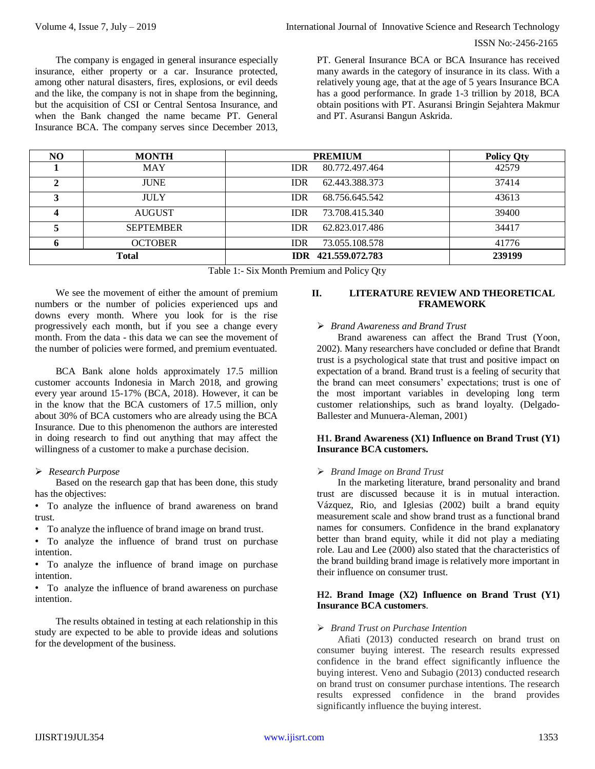The company is engaged in general insurance especially insurance, either property or a car. Insurance protected, among other natural disasters, fires, explosions, or evil deeds and the like, the company is not in shape from the beginning, but the acquisition of CSI or Central Sentosa Insurance, and when the Bank changed the name became PT. General Insurance BCA. The company serves since December 2013, PT. General Insurance BCA or BCA Insurance has received many awards in the category of insurance in its class. With a relatively young age, that at the age of 5 years Insurance BCA has a good performance. In grade 1-3 trillion by 2018, BCA obtain positions with PT. Asuransi Bringin Sejahtera Makmur and PT. Asuransi Bangun Askrida.

| NO | MONTH | PREMIUM | Policy Qty |
|---|---|---|---|
| 1 | MAY | IDR 80.772.497.464 | 42579 |
| 2 | JUNE | IDR 62.443.388.373 | 37414 |
| 3 | JULY | IDR 68.756.645.542 | 43613 |
| 4 | AUGUST | IDR 73.708.415.340 | 39400 |
| 5 | SEPTEMBER | IDR 62.823.017.486 | 34417 |
| 6 | OCTOBER | IDR 73.055.108.578 | 41776 |
| **Total** | | **IDR 421.559.072.783** | **239199** |

Table 1:- Six Month Premium and Policy Qty

We see the movement of either the amount of premium numbers or the number of policies experienced ups and downs every month. Where you look for is the rise progressively each month, but if you see a change every month. From the data - this data we can see the movement of the number of policies were formed, and premium eventuated.

BCA Bank alone holds approximately 17.5 million customer accounts Indonesia in March 2018, and growing every year around 15-17% (BCA, 2018). However, it can be in the know that the BCA customers of 17.5 million, only about 30% of BCA customers who are already using the BCA Insurance. Due to this phenomenon the authors are interested in doing research to find out anything that may affect the willingness of a customer to make a purchase decision.

- *Research Purpose*

Based on the research gap that has been done, this study has the objectives:

- To analyze the influence of brand awareness on brand trust.
- To analyze the influence of brand image on brand trust.
- To analyze the influence of brand trust on purchase intention.
- To analyze the influence of brand image on purchase intention.
- To analyze the influence of brand awareness on purchase intention.

The results obtained in testing at each relationship in this study are expected to be able to provide ideas and solutions for the development of the business.

## II. LITERATURE REVIEW AND THEORETICAL FRAMEWORK

- *Brand Awareness and Brand Trust*

Brand awareness can affect the Brand Trust (Yoon, 2002). Many researchers have concluded or define that Brandt trust is a psychological state that trust and positive impact on expectation of a brand. Brand trust is a feeling of security that the brand can meet consumers' expectations; trust is one of the most important variables in developing long term customer relationships, such as brand loyalty. (Delgado-Ballester and Munuera-Aleman, 2001)

**H1. Brand Awareness (X1) Influence on Brand Trust (Y1) Insurance BCA customers.**

- *Brand Image on Brand Trust*

In the marketing literature, brand personality and brand trust are discussed because it is in mutual interaction. Vázquez, Rio, and Iglesias (2002) built a brand equity measurement scale and show brand trust as a functional brand names for consumers. Confidence in the brand explanatory better than brand equity, while it did not play a mediating role. Lau and Lee (2000) also stated that the characteristics of the brand building brand image is relatively more important in their influence on consumer trust.

**H2. Brand Image (X2) Influence on Brand Trust (Y1) Insurance BCA customers**.

- *Brand Trust on Purchase Intention*

Afiati (2013) conducted research on brand trust on consumer buying interest. The research results expressed confidence in the brand effect significantly influence the buying interest. Veno and Subagio (2013) conducted research on brand trust on consumer purchase intentions. The research results expressed confidence in the brand provides significantly influence the buying interest.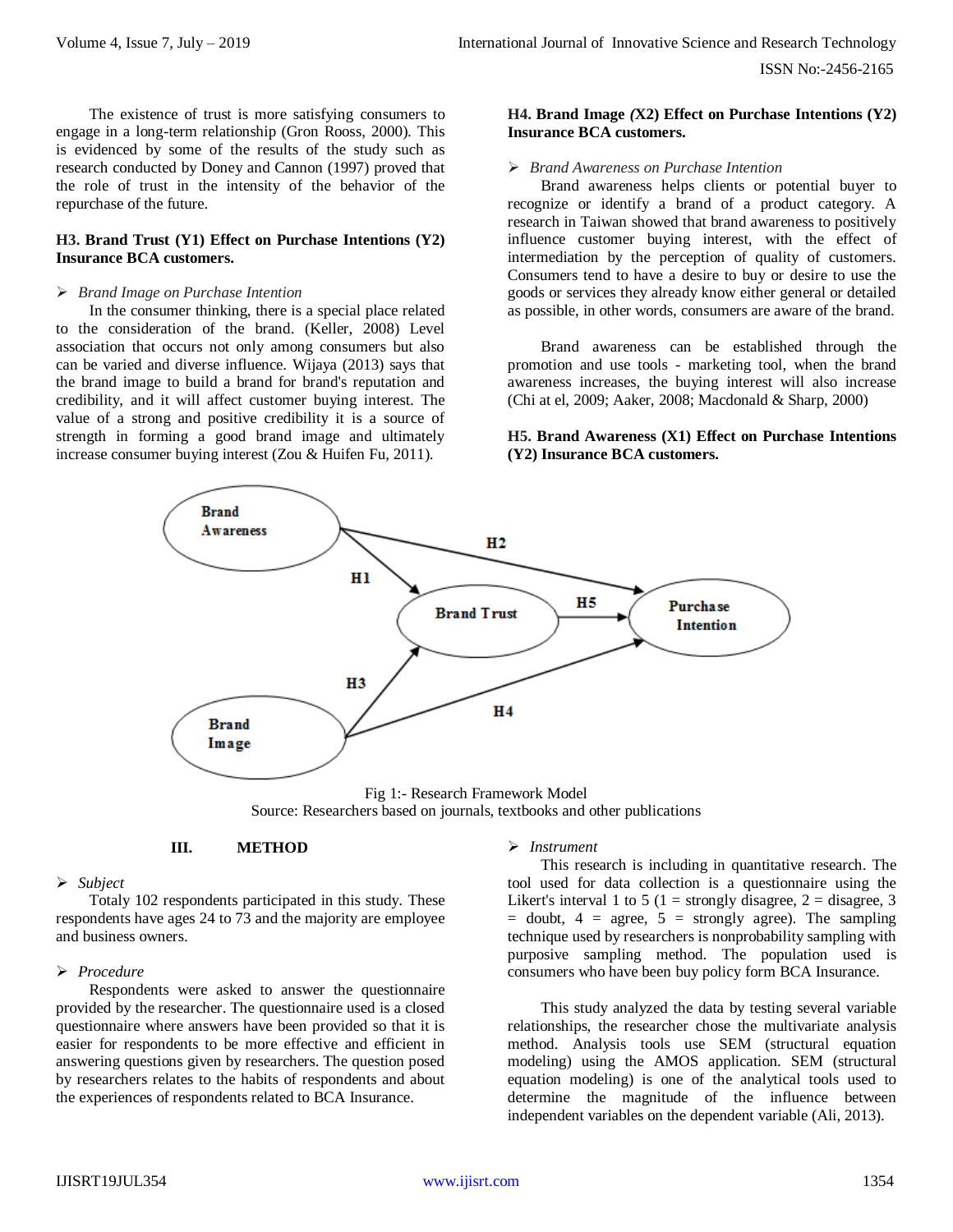The existence of trust is more satisfying consumers to engage in a long-term relationship (Gron Rooss, 2000). This is evidenced by some of the results of the study such as research conducted by Doney and Cannon (1997) proved that the role of trust in the intensity of the behavior of the repurchase of the future.

**H3. Brand Trust (Y1) Effect on Purchase Intentions (Y2) Insurance BCA customers.**

➢ *Brand Image on Purchase Intention*

In the consumer thinking, there is a special place related to the consideration of the brand. (Keller, 2008) Level association that occurs not only among consumers but also can be varied and diverse influence. Wijaya (2013) says that the brand image to build a brand for brand's reputation and credibility, and it will affect customer buying interest. The value of a strong and positive credibility it is a source of strength in forming a good brand image and ultimately increase consumer buying interest (Zou & Huifen Fu, 2011).

**H4. Brand Image *(*X2) Effect on Purchase Intentions (Y2) Insurance BCA customers.**

➢ *Brand Awareness on Purchase Intention*

Brand awareness helps clients or potential buyer to recognize or identify a brand of a product category. A research in Taiwan showed that brand awareness to positively influence customer buying interest, with the effect of intermediation by the perception of quality of customers. Consumers tend to have a desire to buy or desire to use the goods or services they already know either general or detailed as possible, in other words, consumers are aware of the brand.

Brand awareness can be established through the promotion and use tools - marketing tool, when the brand awareness increases, the buying interest will also increase (Chi at el, 2009; Aaker, 2008; Macdonald & Sharp, 2000)

**H5. Brand Awareness (X1) Effect on Purchase Intentions (Y2) Insurance BCA customers.**

Fig 1:- Research Framework Model
Source: Researchers based on journals, textbooks and other publications

## III. METHOD

➢ *Subject*

Totaly 102 respondents participated in this study. These respondents have ages 24 to 73 and the majority are employee and business owners.

➢ *Procedure*

Respondents were asked to answer the questionnaire provided by the researcher. The questionnaire used is a closed questionnaire where answers have been provided so that it is easier for respondents to be more effective and efficient in answering questions given by researchers. The question posed by researchers relates to the habits of respondents and about the experiences of respondents related to BCA Insurance.

➢ *Instrument*

This research is including in quantitative research. The tool used for data collection is a questionnaire using the Likert's interval 1 to 5 (1 = strongly disagree, 2 = disagree, 3 = doubt, 4 = agree, 5 = strongly agree). The sampling technique used by researchers is nonprobability sampling with purposive sampling method. The population used is consumers who have been buy policy form BCA Insurance.

This study analyzed the data by testing several variable relationships, the researcher chose the multivariate analysis method. Analysis tools use SEM (structural equation modeling) using the AMOS application. SEM (structural equation modeling) is one of the analytical tools used to determine the magnitude of the influence between independent variables on the dependent variable (Ali, 2013).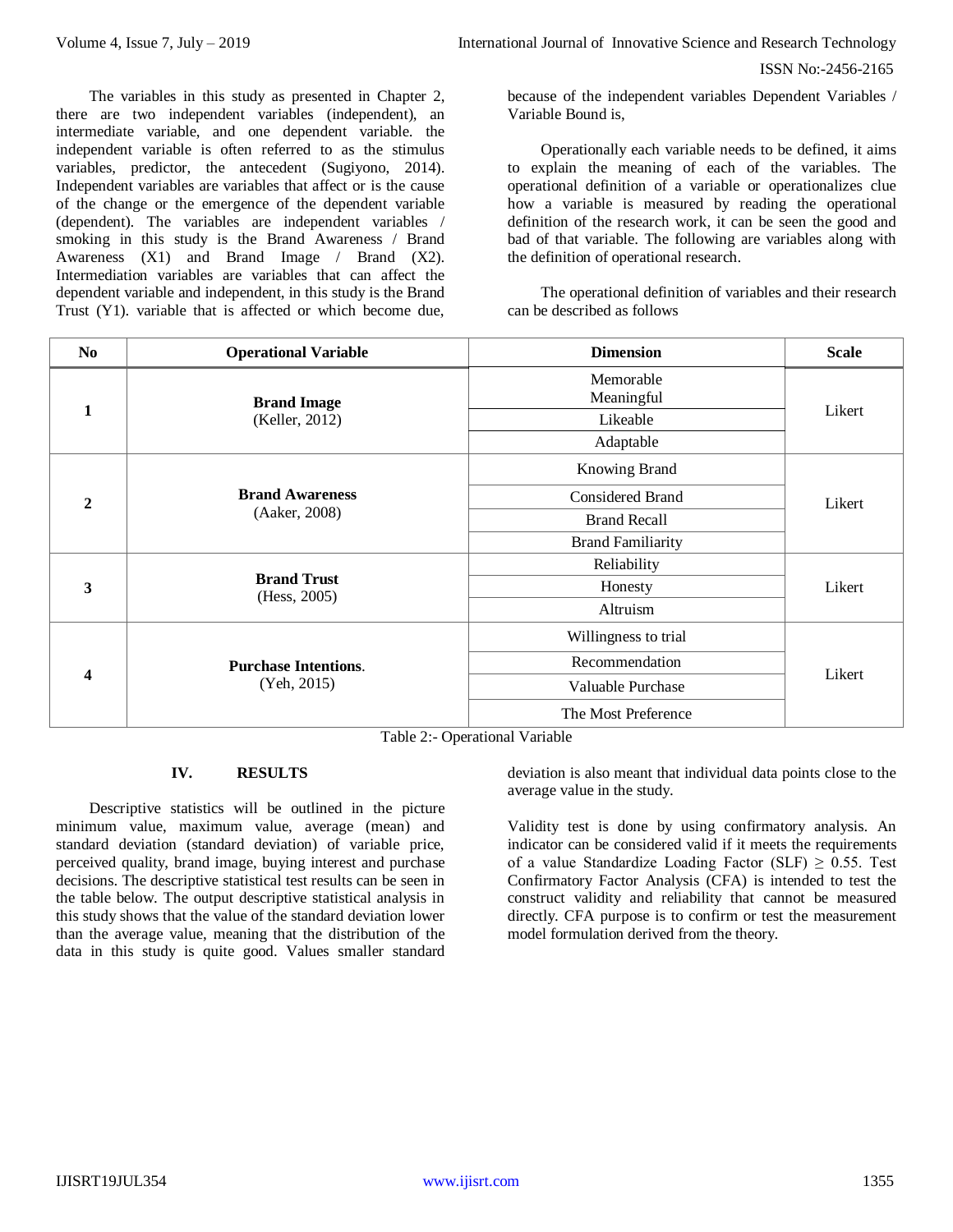The variables in this study as presented in Chapter 2, there are two independent variables (independent), an intermediate variable, and one dependent variable. the independent variable is often referred to as the stimulus variables, predictor, the antecedent (Sugiyono, 2014). Independent variables are variables that affect or is the cause of the change or the emergence of the dependent variable (dependent). The variables are independent variables / smoking in this study is the Brand Awareness / Brand Awareness (X1) and Brand Image / Brand (X2). Intermediation variables are variables that can affect the dependent variable and independent, in this study is the Brand Trust (Y1). variable that is affected or which become due, because of the independent variables Dependent Variables / Variable Bound is,

Operationally each variable needs to be defined, it aims to explain the meaning of each of the variables. The operational definition of a variable or operationalizes clue how a variable is measured by reading the operational definition of the research work, it can be seen the good and bad of that variable. The following are variables along with the definition of operational research.

The operational definition of variables and their research can be described as follows

| No | Operational Variable | Dimension | Scale |
|---|---|---|---|
| 1 | **Brand Image** (Keller, 2012) | Memorable Meaningful | Likert |
| | | Likeable | |
| | | Adaptable | |
| 2 | **Brand Awareness** (Aaker, 2008) | Knowing Brand | Likert |
| | | Considered Brand | |
| | | Brand Recall | |
| | | Brand Familiarity | |
| 3 | **Brand Trust** (Hess, 2005) | Reliability | Likert |
| | | Honesty | |
| | | Altruism | |
| 4 | **Purchase Intentions**. (Yeh, 2015) | Willingness to trial | Likert |
| | | Recommendation | |
| | | Valuable Purchase | |
| | | The Most Preference | |

Table 2:- Operational Variable

## IV. RESULTS

Descriptive statistics will be outlined in the picture minimum value, maximum value, average (mean) and standard deviation (standard deviation) of variable price, perceived quality, brand image, buying interest and purchase decisions. The descriptive statistical test results can be seen in the table below. The output descriptive statistical analysis in this study shows that the value of the standard deviation lower than the average value, meaning that the distribution of the data in this study is quite good. Values smaller standard deviation is also meant that individual data points close to the average value in the study.

Validity test is done by using confirmatory analysis. An indicator can be considered valid if it meets the requirements of a value Standardize Loading Factor (SLF) $\geq$ 0.55. Test Confirmatory Factor Analysis (CFA) is intended to test the construct validity and reliability that cannot be measured directly. CFA purpose is to confirm or test the measurement model formulation derived from the theory.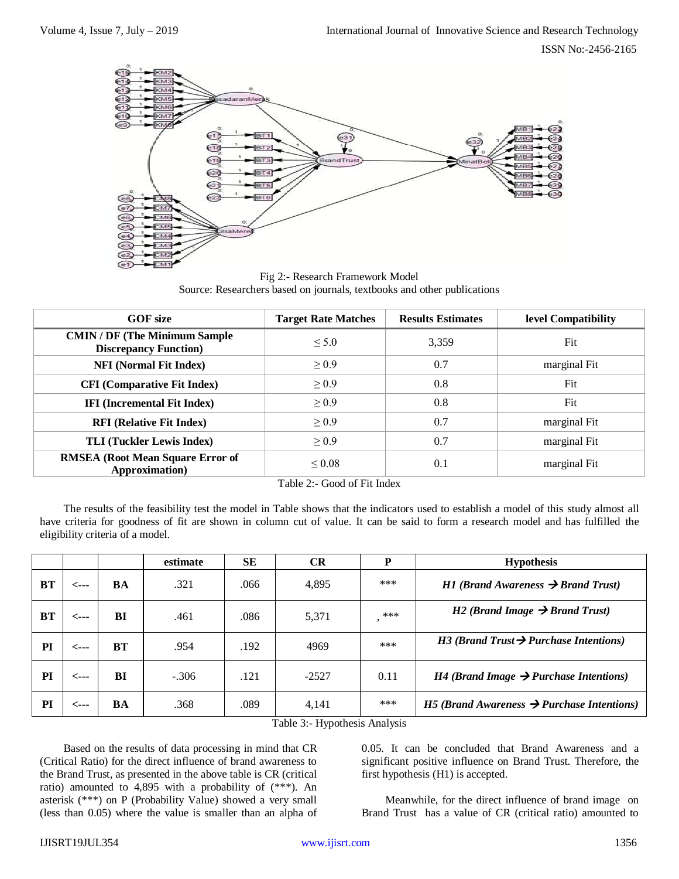Fig 2:- Research Framework Model
Source: Researchers based on journals, textbooks and other publications

| GOF size | Target Rate Matches | Results Estimates | level Compatibility |
|---|---|---|---|
| **CMIN / DF (The Minimum Sample Discrepancy Function)** | ≤ 5.0 | 3,359 | Fit |
| **NFI (Normal Fit Index)** | ≥ 0.9 | 0.7 | marginal Fit |
| **CFI (Comparative Fit Index)** | ≥ 0.9 | 0.8 | Fit |
| **IFI (Incremental Fit Index)** | ≥ 0.9 | 0.8 | Fit |
| **RFI (Relative Fit Index)** | ≥ 0.9 | 0.7 | marginal Fit |
| **TLI (Tuckler Lewis Index)** | ≥ 0.9 | 0.7 | marginal Fit |
| **RMSEA (Root Mean Square Error of Approximation)** | ≤ 0.08 | 0.1 | marginal Fit |

Table 2:- Good of Fit Index

The results of the feasibility test the model in Table shows that the indicators used to establish a model of this study almost all have criteria for goodness of fit are shown in column cut of value. It can be said to form a research model and has fulfilled the eligibility criteria of a model.

| | | | estimate | SE | CR | P | Hypothesis |
|---|---|---|---|---|---|---|---|
| **BT** | <--- | **BA** | .321 | .066 | 4,895 | *** | *H1 (Brand Awareness → Brand Trust)* |
| **BT** | <--- | **BI** | .461 | .086 | 5,371 | , *** | *H2 (Brand Image → Brand Trust)* |
| **PI** | <--- | **BT** | .954 | .192 | 4969 | *** | *H3 (Brand Trust → Purchase Intentions)* |
| **PI** | <--- | **BI** | -.306 | .121 | -2527 | 0.11 | *H4 (Brand Image → Purchase Intentions)* |
| **PI** | <--- | **BA** | .368 | .089 | 4,141 | *** | *H5 (Brand Awareness → Purchase Intentions)* |

Table 3:- Hypothesis Analysis

Based on the results of data processing in mind that CR (Critical Ratio) for the direct influence of brand awareness to the Brand Trust, as presented in the above table is CR (critical ratio) amounted to 4,895 with a probability of (***). An asterisk (***) on P (Probability Value) showed a very small (less than 0.05) where the value is smaller than an alpha of 0.05. It can be concluded that Brand Awareness and a significant positive influence on Brand Trust. Therefore, the first hypothesis (H1) is accepted.

Meanwhile, for the direct influence of brand image on Brand Trust has a value of CR (critical ratio) amounted to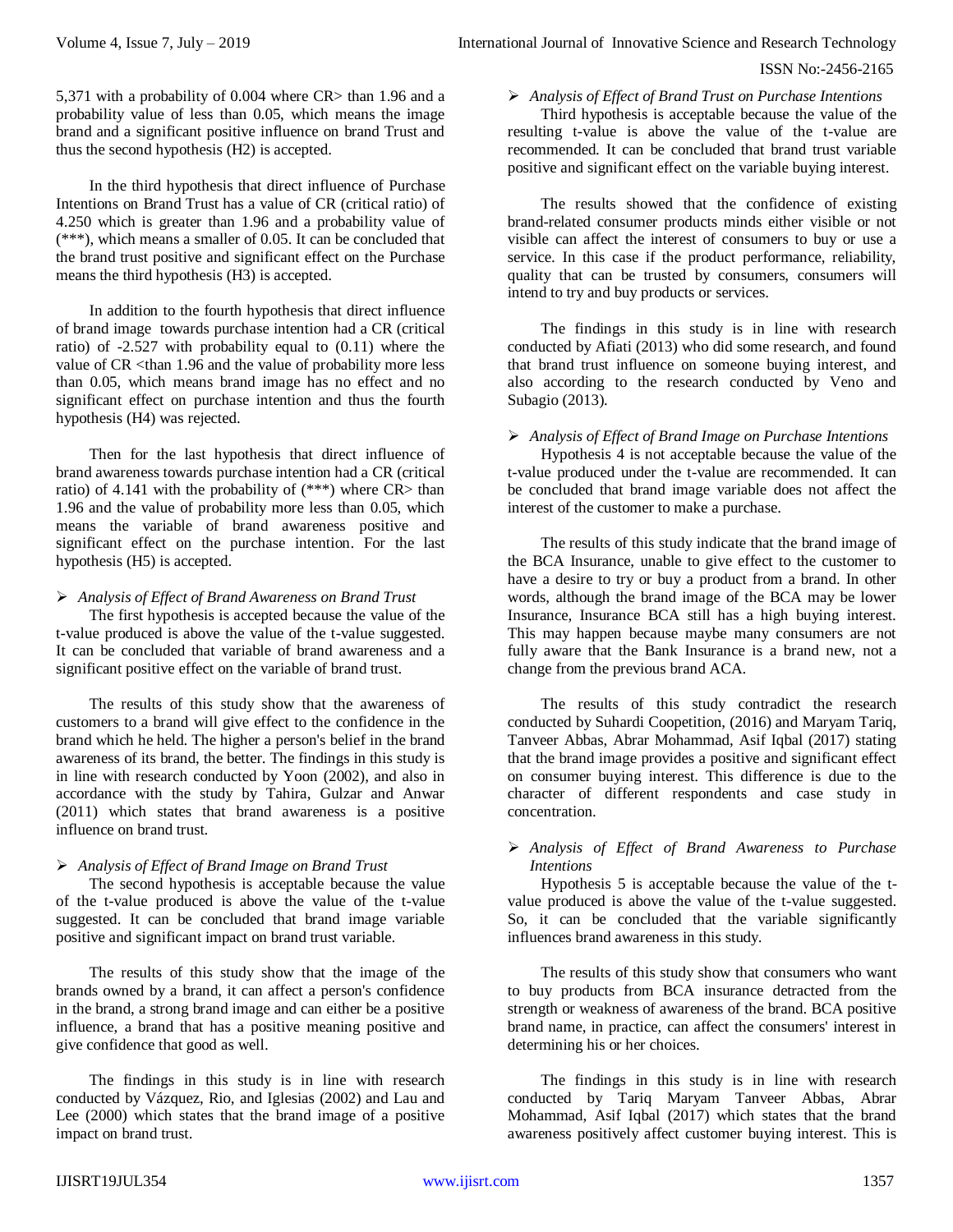5,371 with a probability of 0.004 where CR> than 1.96 and a probability value of less than 0.05, which means the image brand and a significant positive influence on brand Trust and thus the second hypothesis (H2) is accepted.

In the third hypothesis that direct influence of Purchase Intentions on Brand Trust has a value of CR (critical ratio) of 4.250 which is greater than 1.96 and a probability value of (***), which means a smaller of 0.05. It can be concluded that the brand trust positive and significant effect on the Purchase means the third hypothesis (H3) is accepted.

In addition to the fourth hypothesis that direct influence of brand image towards purchase intention had a CR (critical ratio) of -2.527 with probability equal to (0.11) where the value of CR <than 1.96 and the value of probability more less than 0.05, which means brand image has no effect and no significant effect on purchase intention and thus the fourth hypothesis (H4) was rejected.

Then for the last hypothesis that direct influence of brand awareness towards purchase intention had a CR (critical ratio) of 4.141 with the probability of (***) where CR> than 1.96 and the value of probability more less than 0.05, which means the variable of brand awareness positive and significant effect on the purchase intention. For the last hypothesis (H5) is accepted.

- *Analysis of Effect of Brand Awareness on Brand Trust*

The first hypothesis is accepted because the value of the t-value produced is above the value of the t-value suggested. It can be concluded that variable of brand awareness and a significant positive effect on the variable of brand trust.

The results of this study show that the awareness of customers to a brand will give effect to the confidence in the brand which he held. The higher a person's belief in the brand awareness of its brand, the better. The findings in this study is in line with research conducted by Yoon (2002), and also in accordance with the study by Tahira, Gulzar and Anwar (2011) which states that brand awareness is a positive influence on brand trust.

- *Analysis of Effect of Brand Image on Brand Trust*

The second hypothesis is acceptable because the value of the t-value produced is above the value of the t-value suggested. It can be concluded that brand image variable positive and significant impact on brand trust variable.

The results of this study show that the image of the brands owned by a brand, it can affect a person's confidence in the brand, a strong brand image and can either be a positive influence, a brand that has a positive meaning positive and give confidence that good as well.

The findings in this study is in line with research conducted by Vázquez, Rio, and Iglesias (2002) and Lau and Lee (2000) which states that the brand image of a positive impact on brand trust.

- *Analysis of Effect of Brand Trust on Purchase Intentions*

Third hypothesis is acceptable because the value of the resulting t-value is above the value of the t-value are recommended. It can be concluded that brand trust variable positive and significant effect on the variable buying interest.

The results showed that the confidence of existing brand-related consumer products minds either visible or not visible can affect the interest of consumers to buy or use a service. In this case if the product performance, reliability, quality that can be trusted by consumers, consumers will intend to try and buy products or services.

The findings in this study is in line with research conducted by Afiati (2013) who did some research, and found that brand trust influence on someone buying interest, and also according to the research conducted by Veno and Subagio (2013).

- *Analysis of Effect of Brand Image on Purchase Intentions*

Hypothesis 4 is not acceptable because the value of the t-value produced under the t-value are recommended. It can be concluded that brand image variable does not affect the interest of the customer to make a purchase.

The results of this study indicate that the brand image of the BCA Insurance, unable to give effect to the customer to have a desire to try or buy a product from a brand. In other words, although the brand image of the BCA may be lower Insurance, Insurance BCA still has a high buying interest. This may happen because maybe many consumers are not fully aware that the Bank Insurance is a brand new, not a change from the previous brand ACA.

The results of this study contradict the research conducted by Suhardi Coopetition, (2016) and Maryam Tariq, Tanveer Abbas, Abrar Mohammad, Asif Iqbal (2017) stating that the brand image provides a positive and significant effect on consumer buying interest. This difference is due to the character of different respondents and case study in concentration.

- *Analysis of Effect of Brand Awareness to Purchase Intentions*

Hypothesis 5 is acceptable because the value of the t-value produced is above the value of the t-value suggested. So, it can be concluded that the variable significantly influences brand awareness in this study.

The results of this study show that consumers who want to buy products from BCA insurance detracted from the strength or weakness of awareness of the brand. BCA positive brand name, in practice, can affect the consumers' interest in determining his or her choices.

The findings in this study is in line with research conducted by Tariq Maryam Tanveer Abbas, Abrar Mohammad, Asif Iqbal (2017) which states that the brand awareness positively affect customer buying interest. This is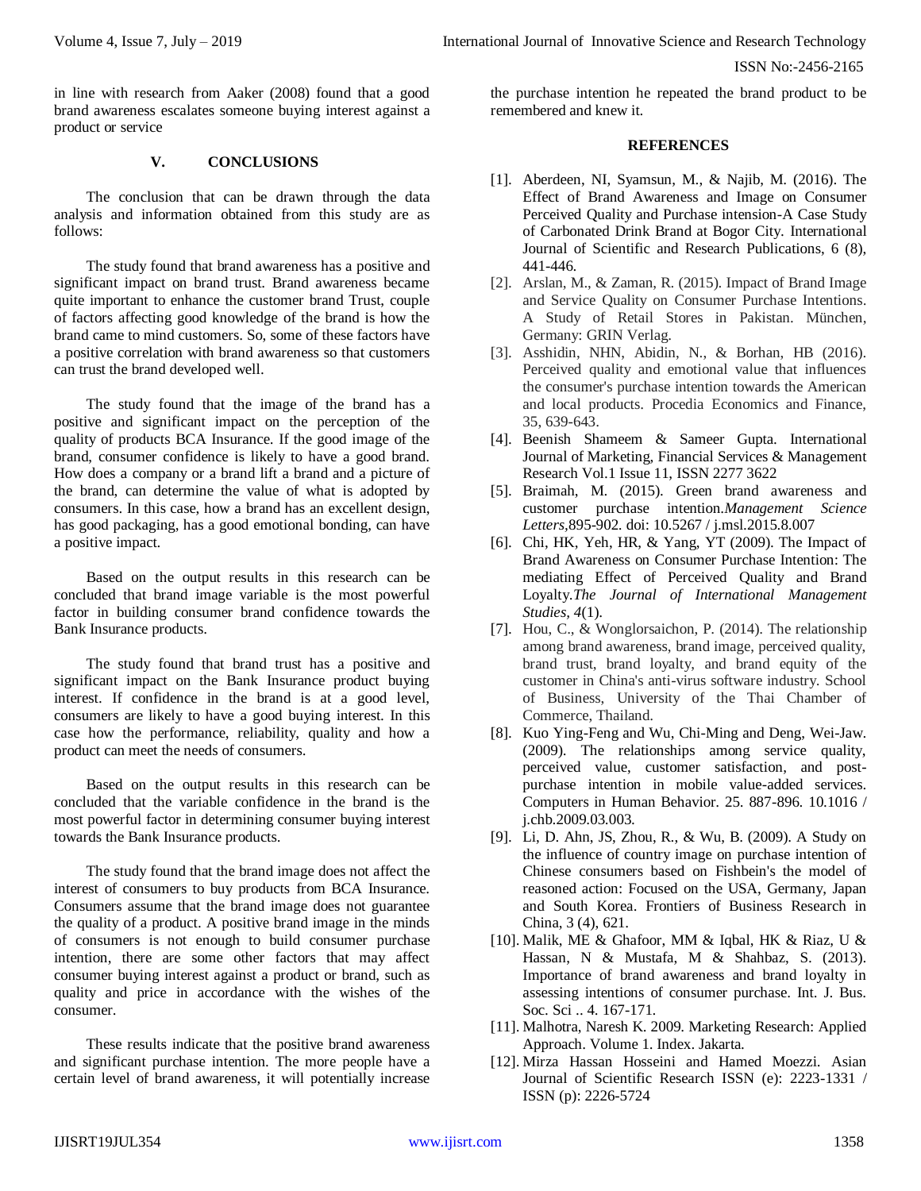in line with research from Aaker (2008) found that a good brand awareness escalates someone buying interest against a product or service

## V. CONCLUSIONS

The conclusion that can be drawn through the data analysis and information obtained from this study are as follows:

The study found that brand awareness has a positive and significant impact on brand trust. Brand awareness became quite important to enhance the customer brand Trust, couple of factors affecting good knowledge of the brand is how the brand came to mind customers. So, some of these factors have a positive correlation with brand awareness so that customers can trust the brand developed well.

The study found that the image of the brand has a positive and significant impact on the perception of the quality of products BCA Insurance. If the good image of the brand, consumer confidence is likely to have a good brand. How does a company or a brand lift a brand and a picture of the brand, can determine the value of what is adopted by consumers. In this case, how a brand has an excellent design, has good packaging, has a good emotional bonding, can have a positive impact.

Based on the output results in this research can be concluded that brand image variable is the most powerful factor in building consumer brand confidence towards the Bank Insurance products.

The study found that brand trust has a positive and significant impact on the Bank Insurance product buying interest. If confidence in the brand is at a good level, consumers are likely to have a good buying interest. In this case how the performance, reliability, quality and how a product can meet the needs of consumers.

Based on the output results in this research can be concluded that the variable confidence in the brand is the most powerful factor in determining consumer buying interest towards the Bank Insurance products.

The study found that the brand image does not affect the interest of consumers to buy products from BCA Insurance. Consumers assume that the brand image does not guarantee the quality of a product. A positive brand image in the minds of consumers is not enough to build consumer purchase intention, there are some other factors that may affect consumer buying interest against a product or brand, such as quality and price in accordance with the wishes of the consumer.

These results indicate that the positive brand awareness and significant purchase intention. The more people have a certain level of brand awareness, it will potentially increase the purchase intention he repeated the brand product to be remembered and knew it.

## REFERENCES

[1]. Aberdeen, NI, Syamsun, M., & Najib, M. (2016). The Effect of Brand Awareness and Image on Consumer Perceived Quality and Purchase intension-A Case Study of Carbonated Drink Brand at Bogor City. International Journal of Scientific and Research Publications, 6 (8), 441-446.

[2]. Arslan, M., & Zaman, R. (2015). Impact of Brand Image and Service Quality on Consumer Purchase Intentions. A Study of Retail Stores in Pakistan. München, Germany: GRIN Verlag.

[3]. Asshidin, NHN, Abidin, N., & Borhan, HB (2016). Perceived quality and emotional value that influences the consumer's purchase intention towards the American and local products. Procedia Economics and Finance, 35, 639-643.

[4]. Beenish Shameem & Sameer Gupta. International Journal of Marketing, Financial Services & Management Research Vol.1 Issue 11, ISSN 2277 3622

[5]. Braimah, M. (2015). Green brand awareness and customer purchase intention.*Management Science Letters*,895-902. doi: 10.5267 / j.msl.2015.8.007

[6]. Chi, HK, Yeh, HR, & Yang, YT (2009). The Impact of Brand Awareness on Consumer Purchase Intention: The mediating Effect of Perceived Quality and Brand Loyalty.*The Journal of International Management Studies, 4*(1).

[7]. Hou, C., & Wonglorsaichon, P. (2014). The relationship among brand awareness, brand image, perceived quality, brand trust, brand loyalty, and brand equity of the customer in China's anti-virus software industry. School of Business, University of the Thai Chamber of Commerce, Thailand.

[8]. Kuo Ying-Feng and Wu, Chi-Ming and Deng, Wei-Jaw. (2009). The relationships among service quality, perceived value, customer satisfaction, and post-purchase intention in mobile value-added services. Computers in Human Behavior. 25. 887-896. 10.1016 / j.chb.2009.03.003.

[9]. Li, D. Ahn, JS, Zhou, R., & Wu, B. (2009). A Study on the influence of country image on purchase intention of Chinese consumers based on Fishbein's the model of reasoned action: Focused on the USA, Germany, Japan and South Korea. Frontiers of Business Research in China, 3 (4), 621.

[10]. Malik, ME & Ghafoor, MM & Iqbal, HK & Riaz, U & Hassan, N & Mustafa, M & Shahbaz, S. (2013). Importance of brand awareness and brand loyalty in assessing intentions of consumer purchase. Int. J. Bus. Soc. Sci .. 4. 167-171.

[11]. Malhotra, Naresh K. 2009. Marketing Research: Applied Approach. Volume 1. Index. Jakarta.

[12]. Mirza Hassan Hosseini and Hamed Moezzi. Asian Journal of Scientific Research ISSN (e): 2223-1331 / ISSN (p): 2226-5724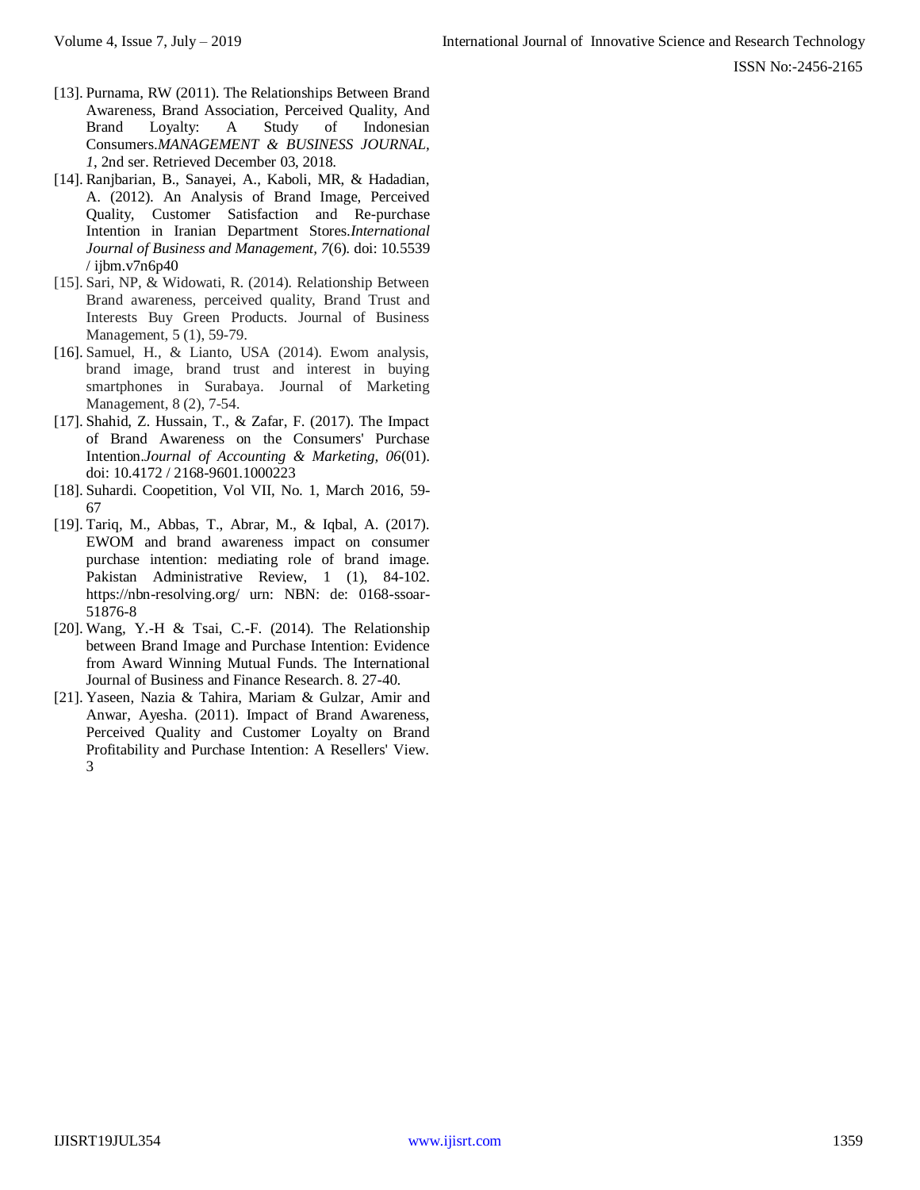[13]. Purnama, RW (2011). The Relationships Between Brand Awareness, Brand Association, Perceived Quality, And Brand Loyalty: A Study of Indonesian Consumers.*MANAGEMENT & BUSINESS JOURNAL*, *1*, 2nd ser. Retrieved December 03, 2018.

[14]. Ranjbarian, B., Sanayei, A., Kaboli, MR, & Hadadian, A. (2012). An Analysis of Brand Image, Perceived Quality, Customer Satisfaction and Re-purchase Intention in Iranian Department Stores.*International Journal of Business and Management*, *7*(6). doi: 10.5539 / ijbm.v7n6p40

[15]. Sari, NP, & Widowati, R. (2014). Relationship Between Brand awareness, perceived quality, Brand Trust and Interests Buy Green Products. Journal of Business Management, 5 (1), 59-79.

[16]. Samuel, H., & Lianto, USA (2014). Ewom analysis, brand image, brand trust and interest in buying smartphones in Surabaya. Journal of Marketing Management, 8 (2), 7-54.

[17]. Shahid, Z. Hussain, T., & Zafar, F. (2017). The Impact of Brand Awareness on the Consumers' Purchase Intention.*Journal of Accounting & Marketing*, *06*(01). doi: 10.4172 / 2168-9601.1000223

[18]. Suhardi. Coopetition, Vol VII, No. 1, March 2016, 59-67

[19]. Tariq, M., Abbas, T., Abrar, M., & Iqbal, A. (2017). EWOM and brand awareness impact on consumer purchase intention: mediating role of brand image. Pakistan Administrative Review, 1 (1), 84-102. https://nbn-resolving.org/ urn: NBN: de: 0168-ssoar-51876-8

[20]. Wang, Y.-H & Tsai, C.-F. (2014). The Relationship between Brand Image and Purchase Intention: Evidence from Award Winning Mutual Funds. The International Journal of Business and Finance Research. 8. 27-40.

[21]. Yaseen, Nazia & Tahira, Mariam & Gulzar, Amir and Anwar, Ayesha. (2011). Impact of Brand Awareness, Perceived Quality and Customer Loyalty on Brand Profitability and Purchase Intention: A Resellers' View. 3